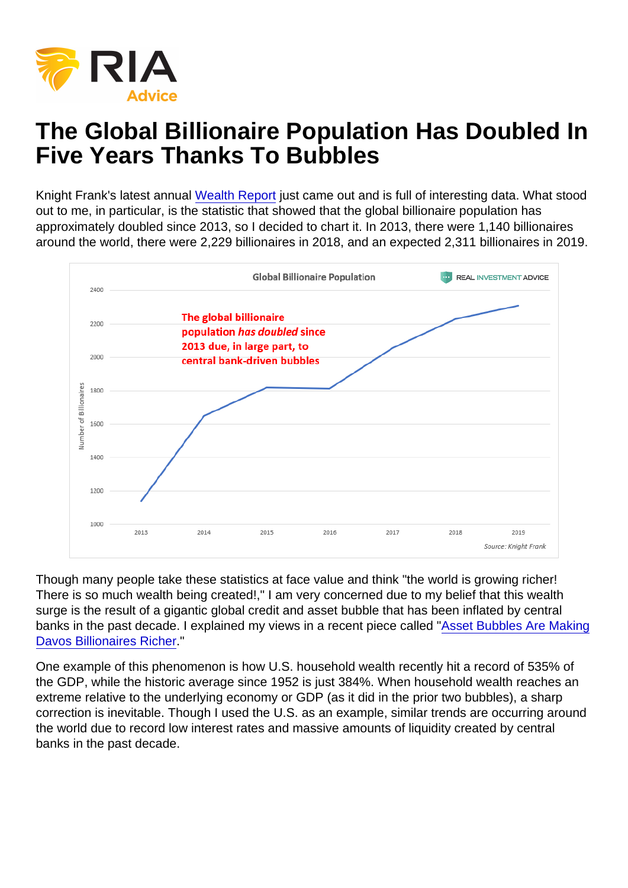# The Global Billionaire Population Has Doubled In Five Years Thanks To Bubbles

Knight Frank's latest annual Wealth Report just came out and is full of interesting data. What stood out to me, in particular, is the statistic that showed that the global billionaire population has approximately doubled since 2013, so I decided to chart it. In 2013, there were 1,140 billionaires around the world, there were 2,229 billionaires in 2018, and an expected 2,311 billionaires in 2019.

Though many people take these statistics at face value and think "the world is growing richer! There is so much wealth being created!," I am very concerned due to my belief that this wealth surge is the result of a gigantic global credit and asset bubble that has been inflated by central banks in the past decade. I explained my views in a recent piece called "Asset Bubbles Are Making Davos Billionaires Richer."

One example of this phenomenon is how U.S. household wealth recently hit a record of 535% of the GDP, while the historic average since 1952 is just 384%. When household wealth reaches an extreme relative to the underlying economy or GDP (as it did in the prior two bubbles), a sharp correction is inevitable. Though I used the U.S. as an example, similar trends are occurring around the world due to record low interest rates and massive amounts of liquidity created by central banks in the past decade.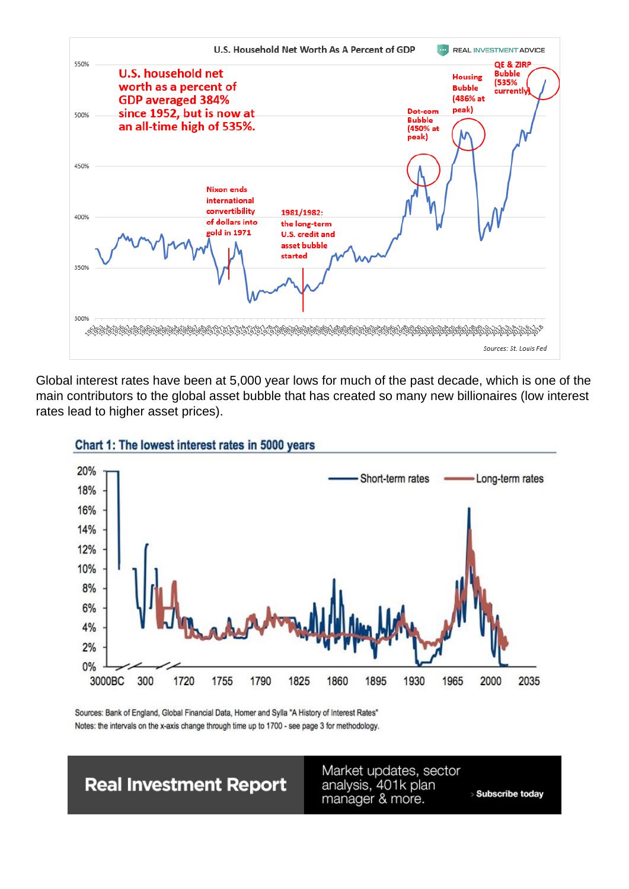U.S. Household Net Worth As A Percent of GDP

U.S. household net worth as a percent of GDP averaged 384% since 1952, but is now at an all-time high of 535%.

Nixon ends international convertibility of dollars into gold in 1971

1981/1982: the long-term U.S. credit and asset bubble started

Dot-com Bubble (450% at peak)

Housing Bubble (486% at peak)

QE & ZIRP Bubble (535% currently)

Sources: St. Louis Fed

Global interest rates have been at 5,000 year lows for much of the past decade, which is one of the main contributors to the global asset bubble that has created so many new billionaires (low interest rates lead to higher asset prices).

**Chart 1: The lowest interest rates in 5000 years**

Short-term rates — Long-term rates

Sources: Bank of England, Global Financial Data, Homer and Sylla "A History of Interest Rates"
Notes: the intervals on the x-axis change through time up to 1700 - see page 3 for methodology.

**Real Investment Report**

Market updates, sector analysis, 401k plan manager & more.

Subscribe today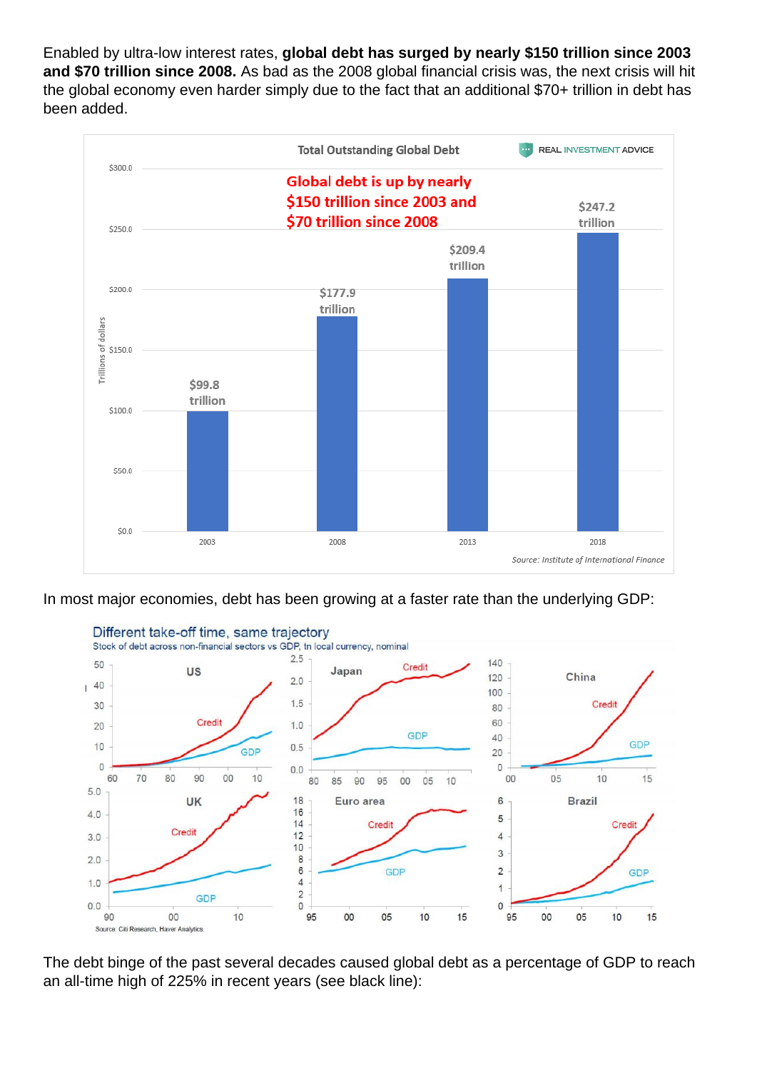Enabled by ultra-low interest rates, **global debt has surged by nearly $150 trillion since 2003 and $70 trillion since 2008.** As bad as the 2008 global financial crisis was, the next crisis will hit the global economy even harder simply due to the fact that an additional $70+ trillion in debt has been added.

In most major economies, debt has been growing at a faster rate than the underlying GDP:

The debt binge of the past several decades caused global debt as a percentage of GDP to reach an all-time high of 225% in recent years (see black line):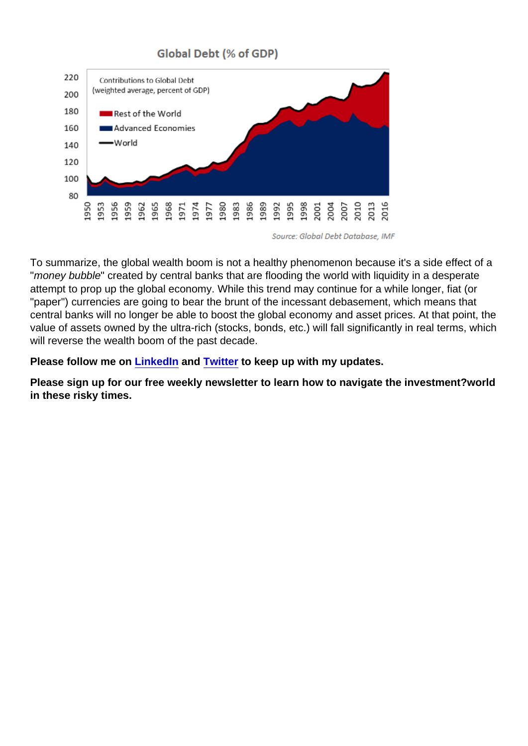Global Debt (% of GDP)

Contributions to Global Debt
(weighted average, percent of GDP)

Rest of the World
Advanced Economies
World

220
200
180
160
140
120
100
80

1950 1953 1956 1959 1962 1965 1968 1971 1974 1977 1980 1983 1986 1989 1992 1995 1998 2001 2004 2007 2010 2013 2016

Source: Global Debt Database, IMF

To summarize, the global wealth boom is not a healthy phenomenon because it's a side effect of a "*money bubble*" created by central banks that are flooding the world with liquidity in a desperate attempt to prop up the global economy. While this trend may continue for a while longer, fiat (or "paper") currencies are going to bear the brunt of the incessant debasement, which means that central banks will no longer be able to boost the global economy and asset prices. At that point, the value of assets owned by the ultra-rich (stocks, bonds, etc.) will fall significantly in real terms, which will reverse the wealth boom of the past decade.

**Please follow me on [LinkedIn](#) and [Twitter](#) to keep up with my updates.**

**Please sign up for our free weekly newsletter to learn how to navigate the investment?world in these risky times.**